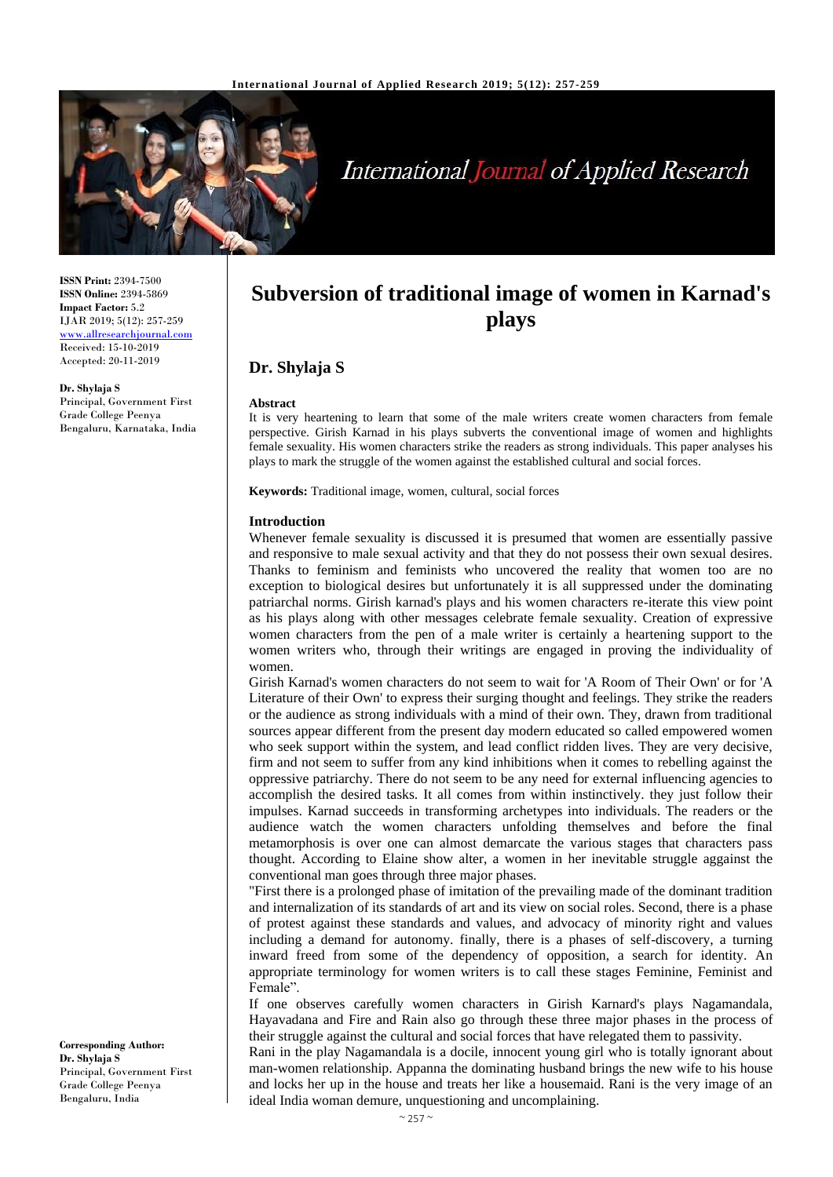**ISSN Print:** 2394-7500
**ISSN Online:** 2394-5869
**Impact Factor:** 5.2
IJAR 2019; 5(12): 257-259
www.allresearchjournal.com
Received: 15-10-2019
Accepted: 20-11-2019

**Dr. Shylaja S**
Principal, Government First Grade College Peenya Bengaluru, Karnataka, India

**Corresponding Author:**
**Dr. Shylaja S**
Principal, Government First Grade College Peenya Bengaluru, India

# Subversion of traditional image of women in Karnad's plays

## Dr. Shylaja S

**Abstract**

It is very heartening to learn that some of the male writers create women characters from female perspective. Girish Karnad in his plays subverts the conventional image of women and highlights female sexuality. His women characters strike the readers as strong individuals. This paper analyses his plays to mark the struggle of the women against the established cultural and social forces.

**Keywords:** Traditional image, women, cultural, social forces

### Introduction

Whenever female sexuality is discussed it is presumed that women are essentially passive and responsive to male sexual activity and that they do not possess their own sexual desires. Thanks to feminism and feminists who uncovered the reality that women too are no exception to biological desires but unfortunately it is all suppressed under the dominating patriarchal norms. Girish karnad's plays and his women characters re-iterate this view point as his plays along with other messages celebrate female sexuality. Creation of expressive women characters from the pen of a male writer is certainly a heartening support to the women writers who, through their writings are engaged in proving the individuality of women.

Girish Karnad's women characters do not seem to wait for 'A Room of Their Own' or for 'A Literature of their Own' to express their surging thought and feelings. They strike the readers or the audience as strong individuals with a mind of their own. They, drawn from traditional sources appear different from the present day modern educated so called empowered women who seek support within the system, and lead conflict ridden lives. They are very decisive, firm and not seem to suffer from any kind inhibitions when it comes to rebelling against the oppressive patriarchy. There do not seem to be any need for external influencing agencies to accomplish the desired tasks. It all comes from within instinctively. they just follow their impulses. Karnad succeeds in transforming archetypes into individuals. The readers or the audience watch the women characters unfolding themselves and before the final metamorphosis is over one can almost demarcate the various stages that characters pass thought. According to Elaine show alter, a women in her inevitable struggle aggainst the conventional man goes through three major phases.

"First there is a prolonged phase of imitation of the prevailing made of the dominant tradition and internalization of its standards of art and its view on social roles. Second, there is a phase of protest against these standards and values, and advocacy of minority right and values including a demand for autonomy. finally, there is a phases of self-discovery, a turning inward freed from some of the dependency of opposition, a search for identity. An appropriate terminology for women writers is to call these stages Feminine, Feminist and Female".

If one observes carefully women characters in Girish Karnard's plays Nagamandala, Hayavadana and Fire and Rain also go through these three major phases in the process of their struggle against the cultural and social forces that have relegated them to passivity.

Rani in the play Nagamandala is a docile, innocent young girl who is totally ignorant about man-women relationship. Appanna the dominating husband brings the new wife to his house and locks her up in the house and treats her like a housemaid. Rani is the very image of an ideal India woman demure, unquestioning and uncomplaining.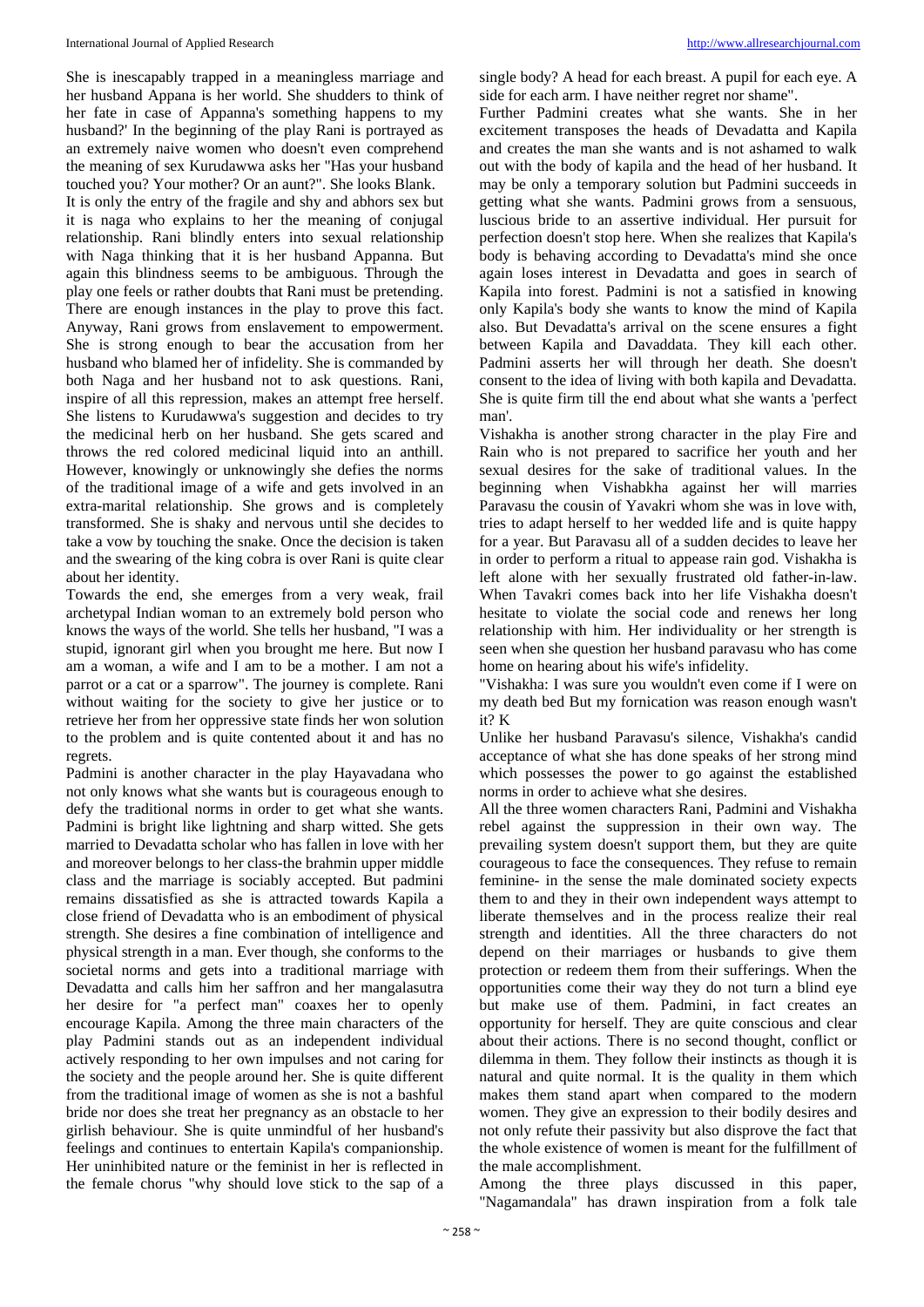She is inescapably trapped in a meaningless marriage and her husband Appana is her world. She shudders to think of her fate in case of Appanna's something happens to my husband?' In the beginning of the play Rani is portrayed as an extremely naive women who doesn't even comprehend the meaning of sex Kurudawwa asks her "Has your husband touched you? Your mother? Or an aunt?". She looks Blank.

It is only the entry of the fragile and shy and abhors sex but it is naga who explains to her the meaning of conjugal relationship. Rani blindly enters into sexual relationship with Naga thinking that it is her husband Appanna. But again this blindness seems to be ambiguous. Through the play one feels or rather doubts that Rani must be pretending. There are enough instances in the play to prove this fact. Anyway, Rani grows from enslavement to empowerment. She is strong enough to bear the accusation from her husband who blamed her of infidelity. She is commanded by both Naga and her husband not to ask questions. Rani, inspire of all this repression, makes an attempt free herself. She listens to Kurudawwa's suggestion and decides to try the medicinal herb on her husband. She gets scared and throws the red colored medicinal liquid into an anthill. However, knowingly or unknowingly she defies the norms of the traditional image of a wife and gets involved in an extra-marital relationship. She grows and is completely transformed. She is shaky and nervous until she decides to take a vow by touching the snake. Once the decision is taken and the swearing of the king cobra is over Rani is quite clear about her identity.

Towards the end, she emerges from a very weak, frail archetypal Indian woman to an extremely bold person who knows the ways of the world. She tells her husband, "I was a stupid, ignorant girl when you brought me here. But now I am a woman, a wife and I am to be a mother. I am not a parrot or a cat or a sparrow". The journey is complete. Rani without waiting for the society to give her justice or to retrieve her from her oppressive state finds her won solution to the problem and is quite contented about it and has no regrets.

Padmini is another character in the play Hayavadana who not only knows what she wants but is courageous enough to defy the traditional norms in order to get what she wants. Padmini is bright like lightning and sharp witted. She gets married to Devadatta scholar who has fallen in love with her and moreover belongs to her class-the brahmin upper middle class and the marriage is sociably accepted. But padmini remains dissatisfied as she is attracted towards Kapila a close friend of Devadatta who is an embodiment of physical strength. She desires a fine combination of intelligence and physical strength in a man. Ever though, she conforms to the societal norms and gets into a traditional marriage with Devadatta and calls him her saffron and her mangalasutra her desire for "a perfect man" coaxes her to openly encourage Kapila. Among the three main characters of the play Padmini stands out as an independent individual actively responding to her own impulses and not caring for the society and the people around her. She is quite different from the traditional image of women as she is not a bashful bride nor does she treat her pregnancy as an obstacle to her girlish behaviour. She is quite unmindful of her husband's feelings and continues to entertain Kapila's companionship. Her uninhibited nature or the feminist in her is reflected in the female chorus "why should love stick to the sap of a single body? A head for each breast. A pupil for each eye. A side for each arm. I have neither regret nor shame".

Further Padmini creates what she wants. She in her excitement transposes the heads of Devadatta and Kapila and creates the man she wants and is not ashamed to walk out with the body of kapila and the head of her husband. It may be only a temporary solution but Padmini succeeds in getting what she wants. Padmini grows from a sensuous, luscious bride to an assertive individual. Her pursuit for perfection doesn't stop here. When she realizes that Kapila's body is behaving according to Devadatta's mind she once again loses interest in Devadatta and goes in search of Kapila into forest. Padmini is not a satisfied in knowing only Kapila's body she wants to know the mind of Kapila also. But Devadatta's arrival on the scene ensures a fight between Kapila and Davaddata. They kill each other. Padmini asserts her will through her death. She doesn't consent to the idea of living with both kapila and Devadatta. She is quite firm till the end about what she wants a 'perfect man'.

Vishakha is another strong character in the play Fire and Rain who is not prepared to sacrifice her youth and her sexual desires for the sake of traditional values. In the beginning when Vishabkha against her will marries Paravasu the cousin of Yavakri whom she was in love with, tries to adapt herself to her wedded life and is quite happy for a year. But Paravasu all of a sudden decides to leave her in order to perform a ritual to appease rain god. Vishakha is left alone with her sexually frustrated old father-in-law. When Tavakri comes back into her life Vishakha doesn't hesitate to violate the social code and renews her long relationship with him. Her individuality or her strength is seen when she question her husband paravasu who has come home on hearing about his wife's infidelity.

"Vishakha: I was sure you wouldn't even come if I were on my death bed But my fornication was reason enough wasn't it? K

Unlike her husband Paravasu's silence, Vishakha's candid acceptance of what she has done speaks of her strong mind which possesses the power to go against the established norms in order to achieve what she desires.

All the three women characters Rani, Padmini and Vishakha rebel against the suppression in their own way. The prevailing system doesn't support them, but they are quite courageous to face the consequences. They refuse to remain feminine- in the sense the male dominated society expects them to and they in their own independent ways attempt to liberate themselves and in the process realize their real strength and identities. All the three characters do not depend on their marriages or husbands to give them protection or redeem them from their sufferings. When the opportunities come their way they do not turn a blind eye but make use of them. Padmini, in fact creates an opportunity for herself. They are quite conscious and clear about their actions. There is no second thought, conflict or dilemma in them. They follow their instincts as though it is natural and quite normal. It is the quality in them which makes them stand apart when compared to the modern women. They give an expression to their bodily desires and not only refute their passivity but also disprove the fact that the whole existence of women is meant for the fulfillment of the male accomplishment.

Among the three plays discussed in this paper, "Nagamandala" has drawn inspiration from a folk tale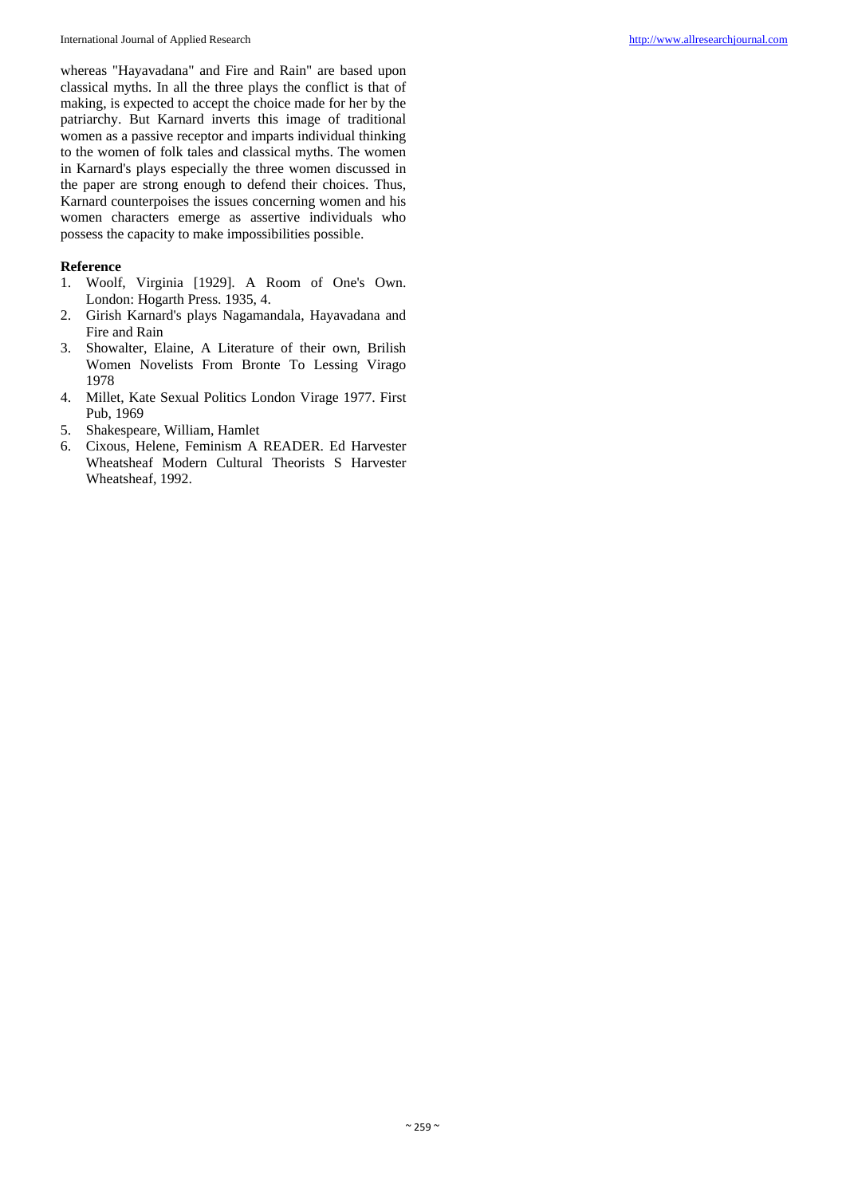whereas "Hayavadana" and Fire and Rain" are based upon classical myths. In all the three plays the conflict is that of making, is expected to accept the choice made for her by the patriarchy. But Karnard inverts this image of traditional women as a passive receptor and imparts individual thinking to the women of folk tales and classical myths. The women in Karnard's plays especially the three women discussed in the paper are strong enough to defend their choices. Thus, Karnard counterpoises the issues concerning women and his women characters emerge as assertive individuals who possess the capacity to make impossibilities possible.

**Reference**

1. Woolf, Virginia [1929]. A Room of One's Own. London: Hogarth Press. 1935, 4.
2. Girish Karnard's plays Nagamandala, Hayavadana and Fire and Rain
3. Showalter, Elaine, A Literature of their own, Brilish Women Novelists From Bronte To Lessing Virago 1978
4. Millet, Kate Sexual Politics London Virage 1977. First Pub, 1969
5. Shakespeare, William, Hamlet
6. Cixous, Helene, Feminism A READER. Ed Harvester Wheatsheaf Modern Cultural Theorists S Harvester Wheatsheaf, 1992.